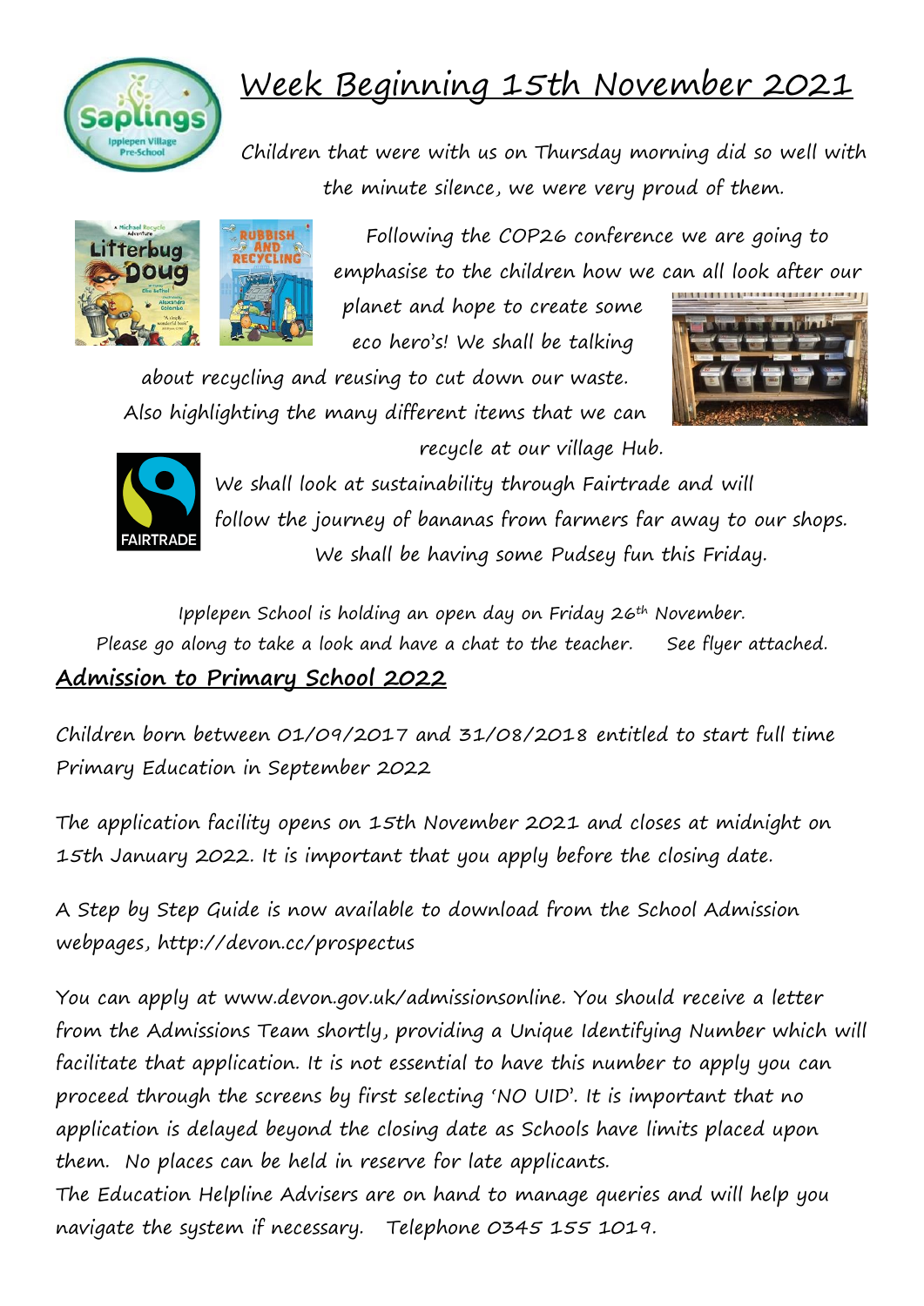# Week Beginning 15th November 2021

Children that were with us on Thursday morning did so well with the minute silence, we were very proud of them.

Following the COP26 conference we are going to emphasise to the children how we can all look after our planet and hope to create some eco hero's! We shall be talking about recycling and reusing to cut down our waste. Also highlighting the many different items that we can recycle at our village Hub.

We shall look at sustainability through Fairtrade and will follow the journey of bananas from farmers far away to our shops. We shall be having some Pudsey fun this Friday.

Ipplepen School is holding an open day on Friday 26th November. Please go along to take a look and have a chat to the teacher. See flyer attached.

## **Admission to Primary School 2022**

Children born between 01/09/2017 and 31/08/2018 entitled to start full time Primary Education in September 2022

The application facility opens on 15th November 2021 and closes at midnight on 15th January 2022. It is important that you apply before the closing date.

A Step by Step Guide is now available to download from the School Admission webpages, http://devon.cc/prospectus

You can apply at www.devon.gov.uk/admissionsonline. You should receive a letter from the Admissions Team shortly, providing a Unique Identifying Number which will facilitate that application. It is not essential to have this number to apply you can proceed through the screens by first selecting 'NO UID'. It is important that no application is delayed beyond the closing date as Schools have limits placed upon them. No places can be held in reserve for late applicants.

The Education Helpline Advisers are on hand to manage queries and will help you navigate the system if necessary. Telephone 0345 155 1019.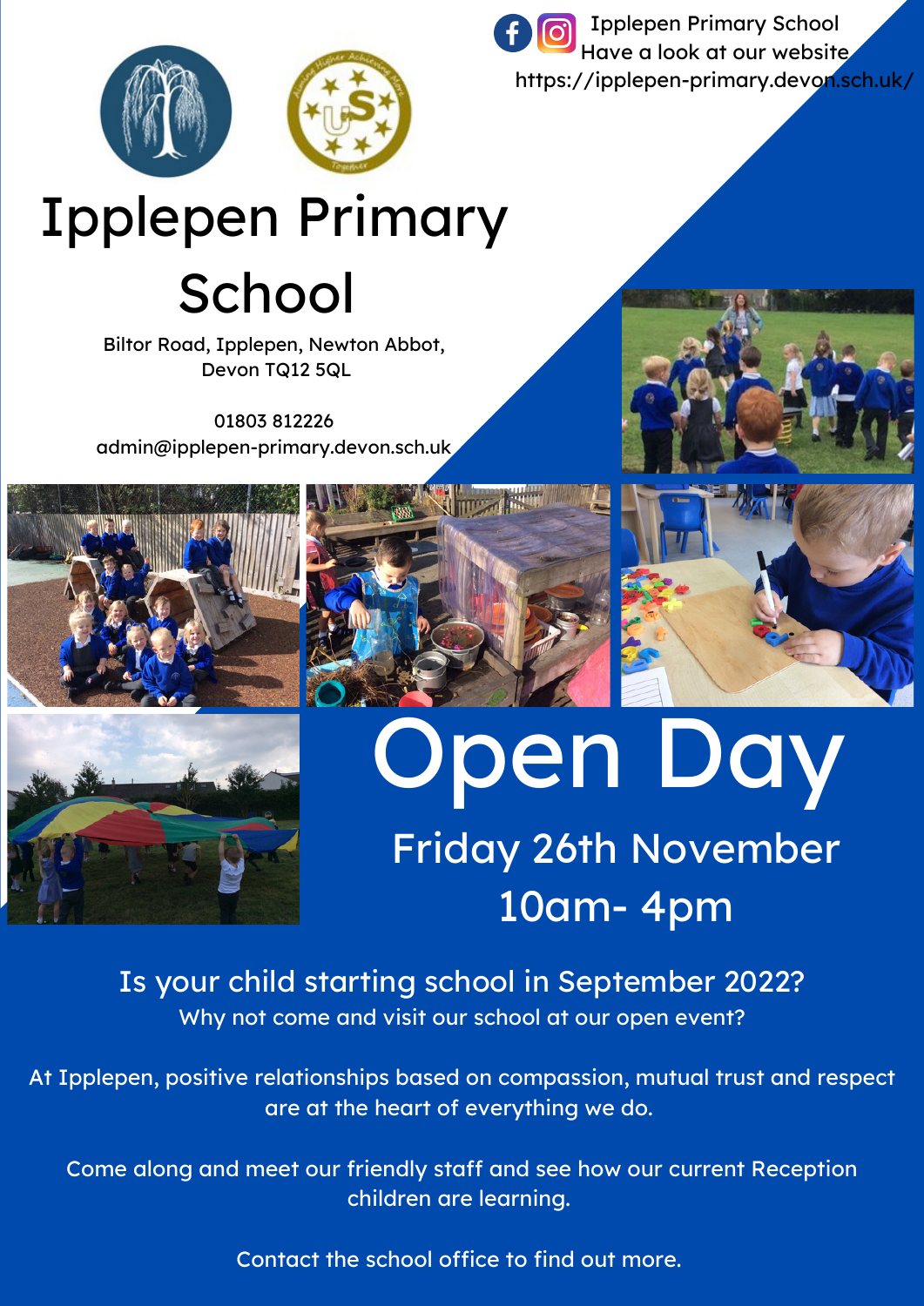Ipplepen Primary School
Have a look at our website
https://ipplepen-primary.devon.sch.uk/

# Ipplepen Primary School

Biltor Road, Ipplepen, Newton Abbot,
Devon TQ12 5QL

01803 812226
admin@ipplepen-primary.devon.sch.uk

# Open Day

## Friday 26th November
## 10am- 4pm

### Is your child starting school in September 2022?

Why not come and visit our school at our open event?

At Ipplepen, positive relationships based on compassion, mutual trust and respect are at the heart of everything we do.

Come along and meet our friendly staff and see how our current Reception children are learning.

Contact the school office to find out more.